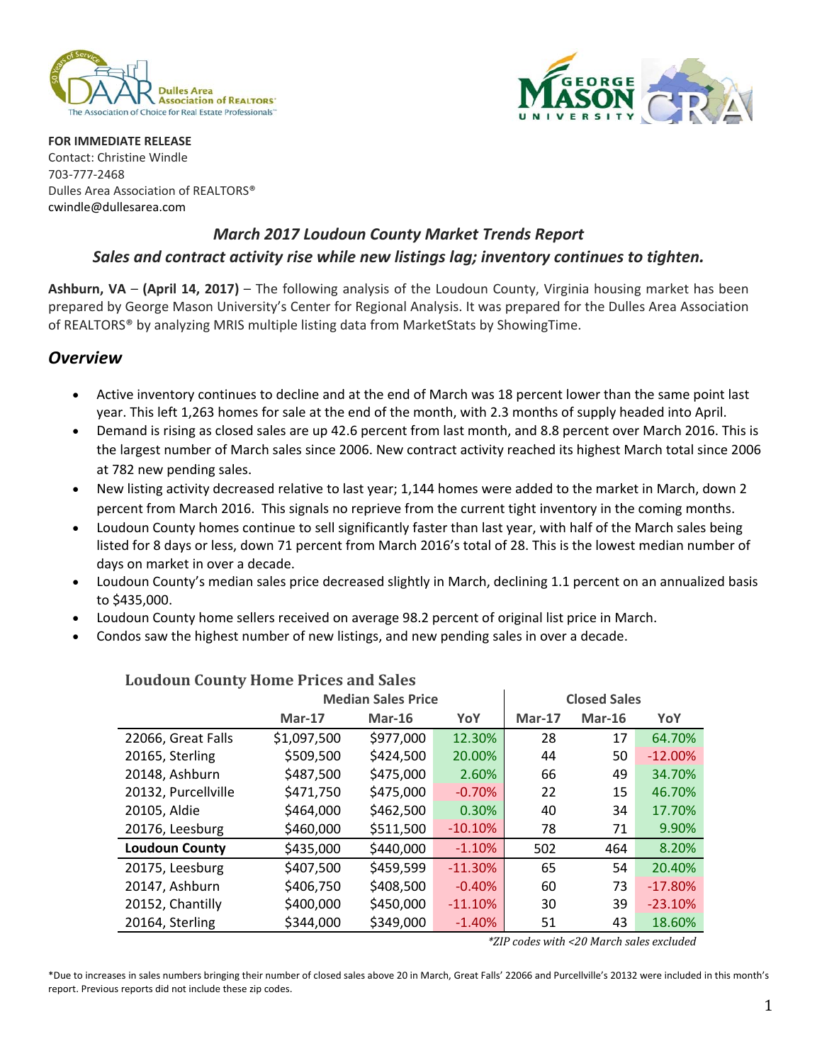**FOR IMMEDIATE RELEASE**
Contact: Christine Windle
703-777-2468
Dulles Area Association of REALTORS®
cwindle@dullesarea.com

## *March 2017 Loudoun County Market Trends Report*

### *Sales and contract activity rise while new listings lag; inventory continues to tighten.*

**Ashburn, VA** – **(April 14, 2017)** – The following analysis of the Loudoun County, Virginia housing market has been prepared by George Mason University's Center for Regional Analysis. It was prepared for the Dulles Area Association of REALTORS® by analyzing MRIS multiple listing data from MarketStats by ShowingTime.

## *Overview*

- Active inventory continues to decline and at the end of March was 18 percent lower than the same point last year. This left 1,263 homes for sale at the end of the month, with 2.3 months of supply headed into April.
- Demand is rising as closed sales are up 42.6 percent from last month, and 8.8 percent over March 2016. This is the largest number of March sales since 2006. New contract activity reached its highest March total since 2006 at 782 new pending sales.
- New listing activity decreased relative to last year; 1,144 homes were added to the market in March, down 2 percent from March 2016. This signals no reprieve from the current tight inventory in the coming months.
- Loudoun County homes continue to sell significantly faster than last year, with half of the March sales being listed for 8 days or less, down 71 percent from March 2016's total of 28. This is the lowest median number of days on market in over a decade.
- Loudoun County's median sales price decreased slightly in March, declining 1.1 percent on an annualized basis to $435,000.
- Loudoun County home sellers received on average 98.2 percent of original list price in March.
- Condos saw the highest number of new listings, and new pending sales in over a decade.

**Loudoun County Home Prices and Sales**

| | Median Sales Price | | | Closed Sales | | |
|---|---|---|---|---|---|---|
| | **Mar-17** | **Mar-16** | **YoY** | **Mar-17** | **Mar-16** | **YoY** |
| 22066, Great Falls | $1,097,500 | $977,000 | 12.30% | 28 | 17 | 64.70% |
| 20165, Sterling | $509,500 | $424,500 | 20.00% | 44 | 50 | -12.00% |
| 20148, Ashburn | $487,500 | $475,000 | 2.60% | 66 | 49 | 34.70% |
| 20132, Purcellville | $471,750 | $475,000 | -0.70% | 22 | 15 | 46.70% |
| 20105, Aldie | $464,000 | $462,500 | 0.30% | 40 | 34 | 17.70% |
| 20176, Leesburg | $460,000 | $511,500 | -10.10% | 78 | 71 | 9.90% |
| **Loudoun County** | $435,000 | $440,000 | -1.10% | 502 | 464 | 8.20% |
| 20175, Leesburg | $407,500 | $459,599 | -11.30% | 65 | 54 | 20.40% |
| 20147, Ashburn | $406,750 | $408,500 | -0.40% | 60 | 73 | -17.80% |
| 20152, Chantilly | $400,000 | $450,000 | -11.10% | 30 | 39 | -23.10% |
| 20164, Sterling | $344,000 | $349,000 | -1.40% | 51 | 43 | 18.60% |

*\*ZIP codes with <20 March sales excluded*

*Due to increases in sales numbers bringing their number of closed sales above 20 in March, Great Falls' 22066 and Purcellville's 20132 were included in this month's report. Previous reports did not include these zip codes.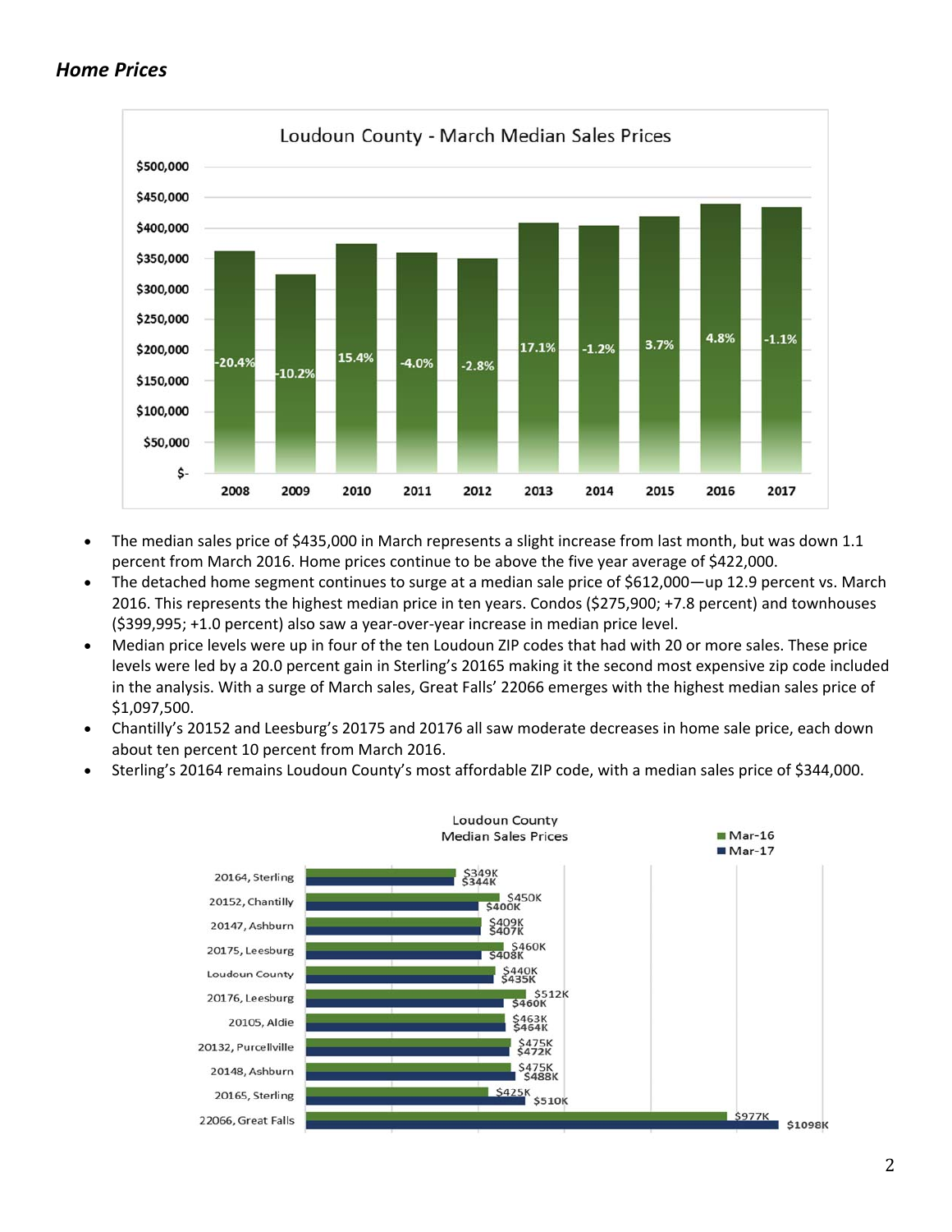***Home Prices***

- The median sales price of $435,000 in March represents a slight increase from last month, but was down 1.1 percent from March 2016. Home prices continue to be above the five year average of $422,000.
- The detached home segment continues to surge at a median sale price of $612,000—up 12.9 percent vs. March 2016. This represents the highest median price in ten years. Condos ($275,900; +7.8 percent) and townhouses ($399,995; +1.0 percent) also saw a year-over-year increase in median price level.
- Median price levels were up in four of the ten Loudoun ZIP codes that had with 20 or more sales. These price levels were led by a 20.0 percent gain in Sterling's 20165 making it the second most expensive zip code included in the analysis. With a surge of March sales, Great Falls' 22066 emerges with the highest median sales price of $1,097,500.
- Chantilly's 20152 and Leesburg's 20175 and 20176 all saw moderate decreases in home sale price, each down about ten percent 10 percent from March 2016.
- Sterling's 20164 remains Loudoun County's most affordable ZIP code, with a median sales price of $344,000.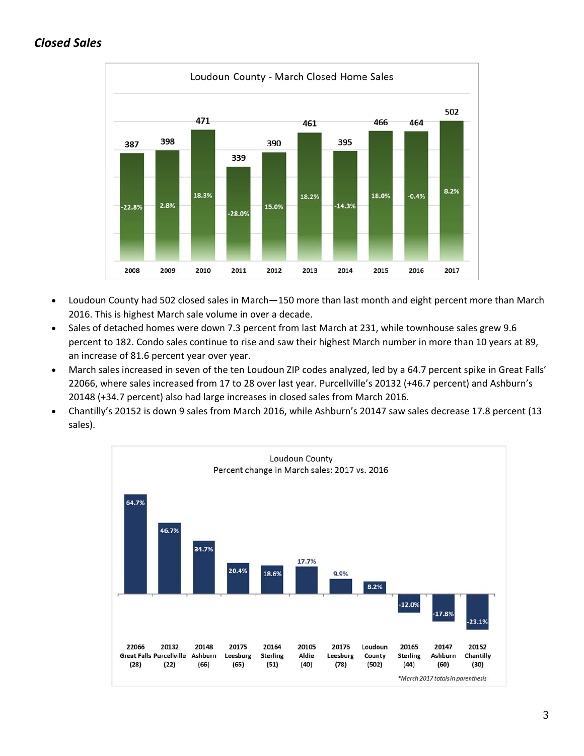### *Closed Sales*

Loudoun County - March Closed Home Sales

| Year | Closed Sales | Change |
|---|---|---|
| 2008 | 387 | -22.8% |
| 2009 | 398 | 2.8% |
| 2010 | 471 | 18.3% |
| 2011 | 339 | -28.0% |
| 2012 | 390 | 15.0% |
| 2013 | 461 | 18.2% |
| 2014 | 395 | -14.3% |
| 2015 | 466 | 18.0% |
| 2016 | 464 | -0.4% |
| 2017 | 502 | 8.2% |

- Loudoun County had 502 closed sales in March—150 more than last month and eight percent more than March 2016. This is highest March sale volume in over a decade.
- Sales of detached homes were down 7.3 percent from last March at 231, while townhouse sales grew 9.6 percent to 182. Condo sales continue to rise and saw their highest March number in more than 10 years at 89, an increase of 81.6 percent year over year.
- March sales increased in seven of the ten Loudoun ZIP codes analyzed, led by a 64.7 percent spike in Great Falls' 22066, where sales increased from 17 to 28 over last year. Purcellville's 20132 (+46.7 percent) and Ashburn's 20148 (+34.7 percent) also had large increases in closed sales from March 2016.
- Chantilly's 20152 is down 9 sales from March 2016, while Ashburn's 20147 saw sales decrease 17.8 percent (13 sales).

Loudoun County
Percent change in March sales: 2017 vs. 2016

| ZIP / Area | March 2017 Sales* | Percent Change |
|---|---|---|
| 22066 Great Falls | (28) | 64.7% |
| 20132 Purcellville | (22) | 46.7% |
| 20148 Ashburn | (66) | 34.7% |
| 20175 Leesburg | (65) | 20.4% |
| 20164 Sterling | (51) | 18.6% |
| 20105 Aldie | (40) | 17.7% |
| 20176 Leesburg | (78) | 9.9% |
| Loudoun County | (502) | 8.2% |
| 20165 Sterling | (44) | -12.0% |
| 20147 Ashburn | (60) | -17.8% |
| 20152 Chantilly | (30) | -23.1% |

*March 2017 totals in parenthesis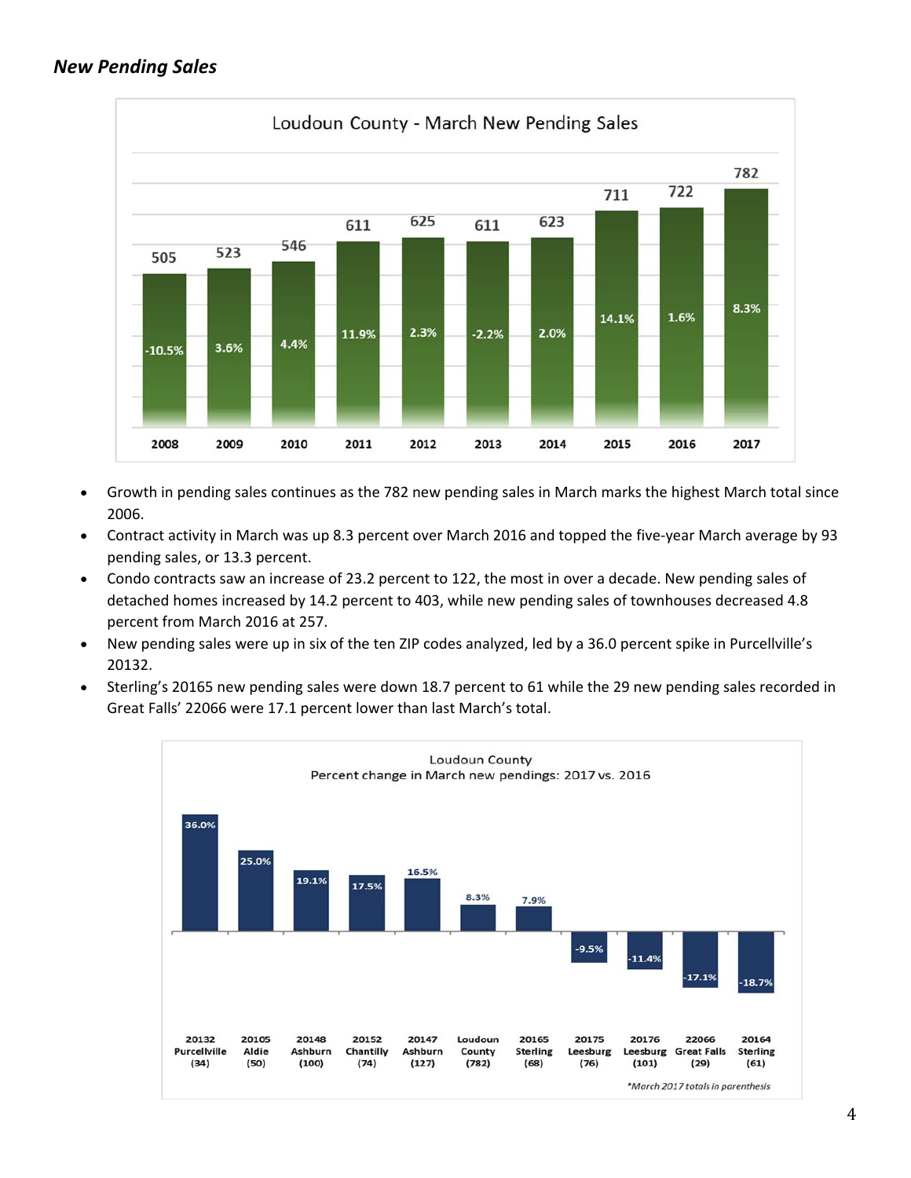## *New Pending Sales*

**Loudoun County - March New Pending Sales**

| Year | New Pending Sales | % Change |
|---|---|---|
| 2008 | 505 | -10.5% |
| 2009 | 523 | 3.6% |
| 2010 | 546 | 4.4% |
| 2011 | 611 | 11.9% |
| 2012 | 625 | 2.3% |
| 2013 | 611 | -2.2% |
| 2014 | 623 | 2.0% |
| 2015 | 711 | 14.1% |
| 2016 | 722 | 1.6% |
| 2017 | 782 | 8.3% |

- Growth in pending sales continues as the 782 new pending sales in March marks the highest March total since 2006.
- Contract activity in March was up 8.3 percent over March 2016 and topped the five-year March average by 93 pending sales, or 13.3 percent.
- Condo contracts saw an increase of 23.2 percent to 122, the most in over a decade. New pending sales of detached homes increased by 14.2 percent to 403, while new pending sales of townhouses decreased 4.8 percent from March 2016 at 257.
- New pending sales were up in six of the ten ZIP codes analyzed, led by a 36.0 percent spike in Purcellville's 20132.
- Sterling's 20165 new pending sales were down 18.7 percent to 61 while the 29 new pending sales recorded in Great Falls' 22066 were 17.1 percent lower than last March's total.

**Loudoun County**
**Percent change in March new pendings: 2017 vs. 2016**

| Area | % Change |
|---|---|
| 20132 Purcellville (34) | 36.0% |
| 20105 Aldie (50) | 25.0% |
| 20148 Ashburn (100) | 19.1% |
| 20152 Chantilly (74) | 17.5% |
| 20147 Ashburn (127) | 16.5% |
| Loudoun County (782) | 8.3% |
| 20165 Sterling (68) | 7.9% |
| 20175 Leesburg (76) | -9.5% |
| 20176 Leesburg (101) | -11.4% |
| 22066 Great Falls (29) | -17.1% |
| 20164 Sterling (61) | -18.7% |

*March 2017 totals in parenthesis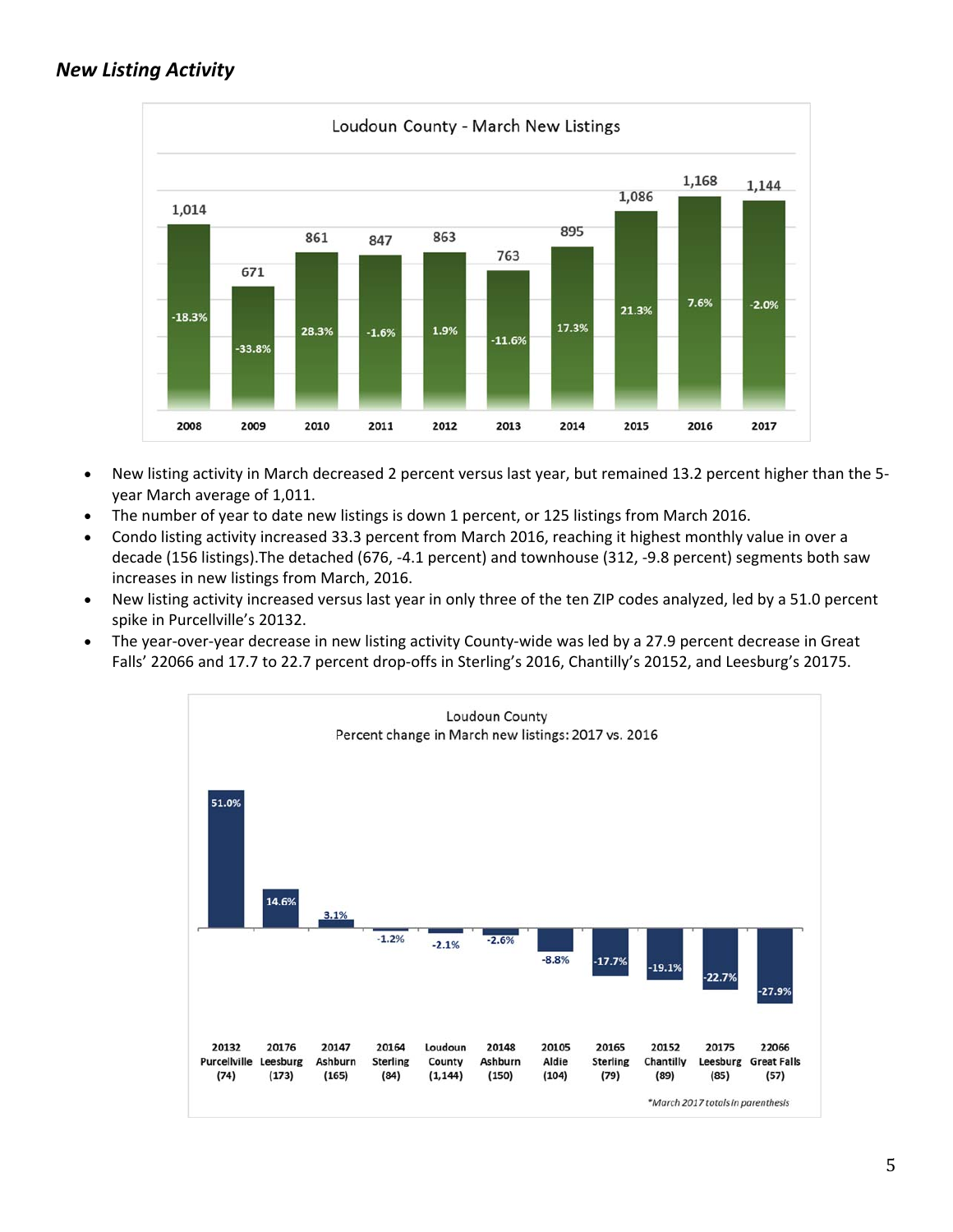## *New Listing Activity*

**Loudoun County - March New Listings**

| Year | New Listings | % Change |
|---|---|---|
| 2008 | 1,014 | -18.3% |
| 2009 | 671 | -33.8% |
| 2010 | 861 | 28.3% |
| 2011 | 847 | -1.6% |
| 2012 | 863 | 1.9% |
| 2013 | 763 | -11.6% |
| 2014 | 895 | 17.3% |
| 2015 | 1,086 | 21.3% |
| 2016 | 1,168 | 7.6% |
| 2017 | 1,144 | -2.0% |

- New listing activity in March decreased 2 percent versus last year, but remained 13.2 percent higher than the 5-year March average of 1,011.
- The number of year to date new listings is down 1 percent, or 125 listings from March 2016.
- Condo listing activity increased 33.3 percent from March 2016, reaching it highest monthly value in over a decade (156 listings).The detached (676, -4.1 percent) and townhouse (312, -9.8 percent) segments both saw increases in new listings from March, 2016.
- New listing activity increased versus last year in only three of the ten ZIP codes analyzed, led by a 51.0 percent spike in Purcellville's 20132.
- The year-over-year decrease in new listing activity County-wide was led by a 27.9 percent decrease in Great Falls' 22066 and 17.7 to 22.7 percent drop-offs in Sterling's 2016, Chantilly's 20152, and Leesburg's 20175.

**Loudoun County**
**Percent change in March new listings: 2017 vs. 2016**

| Area | % Change |
|---|---|
| 20132 Purcellville (74) | 51.0% |
| 20176 Leesburg (173) | 14.6% |
| 20147 Ashburn (165) | 3.1% |
| 20164 Sterling (84) | -1.2% |
| Loudoun County (1,144) | -2.1% |
| 20148 Ashburn (150) | -2.6% |
| 20105 Aldie (104) | -8.8% |
| 20165 Sterling (79) | -17.7% |
| 20152 Chantilly (89) | -19.1% |
| 20175 Leesburg (85) | -22.7% |
| 22066 Great Falls (57) | -27.9% |

*\*March 2017 totals in parenthesis*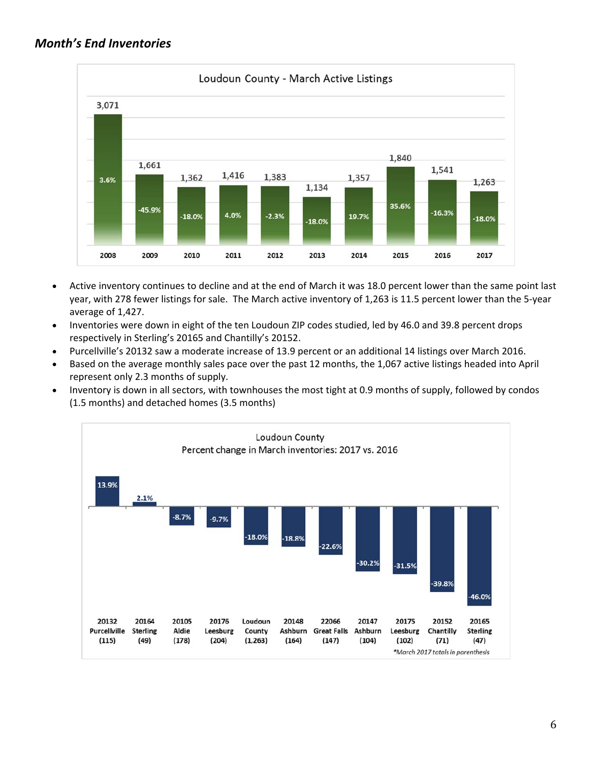## *Month's End Inventories*

**Loudoun County - March Active Listings**

| Year | Active Listings | % Change |
|---|---|---|
| 2008 | 3,071 | 3.6% |
| 2009 | 1,661 | -45.9% |
| 2010 | 1,362 | -18.0% |
| 2011 | 1,416 | 4.0% |
| 2012 | 1,383 | -2.3% |
| 2013 | 1,134 | -18.0% |
| 2014 | 1,357 | 19.7% |
| 2015 | 1,840 | 35.6% |
| 2016 | 1,541 | -16.3% |
| 2017 | 1,263 | -18.0% |

- Active inventory continues to decline and at the end of March it was 18.0 percent lower than the same point last year, with 278 fewer listings for sale. The March active inventory of 1,263 is 11.5 percent lower than the 5-year average of 1,427.
- Inventories were down in eight of the ten Loudoun ZIP codes studied, led by 46.0 and 39.8 percent drops respectively in Sterling's 20165 and Chantilly's 20152.
- Purcellville's 20132 saw a moderate increase of 13.9 percent or an additional 14 listings over March 2016.
- Based on the average monthly sales pace over the past 12 months, the 1,067 active listings headed into April represent only 2.3 months of supply.
- Inventory is down in all sectors, with townhouses the most tight at 0.9 months of supply, followed by condos (1.5 months) and detached homes (3.5 months)

**Loudoun County**
**Percent change in March inventories: 2017 vs. 2016**

| Area | % Change |
|---|---|
| 20132 Purcellville (115) | 13.9% |
| 20164 Sterling (49) | 2.1% |
| 20105 Aldie (178) | -8.7% |
| 20176 Leesburg (204) | -9.7% |
| Loudoun County (1,263) | -18.0% |
| 20148 Ashburn (164) | -18.8% |
| 22066 Great Falls (147) | -22.6% |
| 20147 Ashburn (104) | -30.2% |
| 20175 Leesburg (102) | -31.5% |
| 20152 Chantilly (71) | -39.8% |
| 20165 Sterling (47) | -46.0% |

*\*March 2017 totals in parenthesis*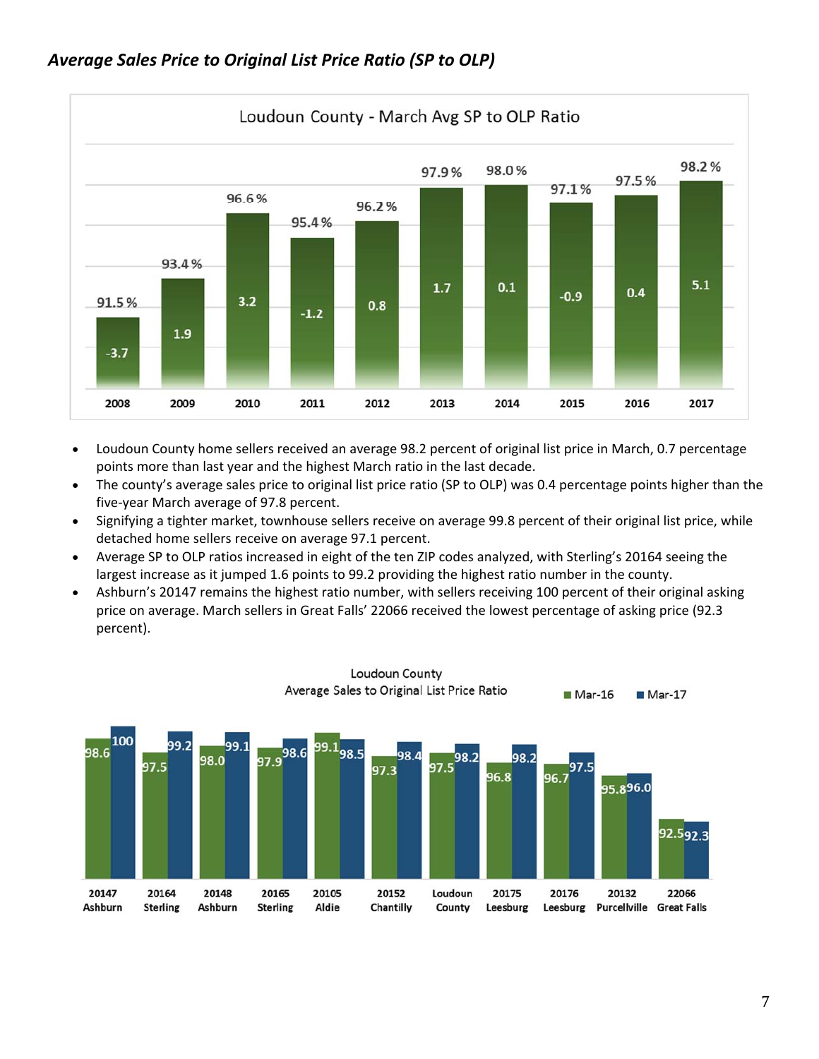## *Average Sales Price to Original List Price Ratio (SP to OLP)*

**Loudoun County - March Avg SP to OLP Ratio**

| Year | Avg SP to OLP Ratio | Change |
|---|---|---|
| 2008 | 91.5 % | -3.7 |
| 2009 | 93.4 % | 1.9 |
| 2010 | 96.6 % | 3.2 |
| 2011 | 95.4 % | -1.2 |
| 2012 | 96.2 % | 0.8 |
| 2013 | 97.9 % | 1.7 |
| 2014 | 98.0 % | 0.1 |
| 2015 | 97.1 % | -0.9 |
| 2016 | 97.5 % | 0.4 |
| 2017 | 98.2 % | 5.1 |

- Loudoun County home sellers received an average 98.2 percent of original list price in March, 0.7 percentage points more than last year and the highest March ratio in the last decade.
- The county's average sales price to original list price ratio (SP to OLP) was 0.4 percentage points higher than the five-year March average of 97.8 percent.
- Signifying a tighter market, townhouse sellers receive on average 99.8 percent of their original list price, while detached home sellers receive on average 97.1 percent.
- Average SP to OLP ratios increased in eight of the ten ZIP codes analyzed, with Sterling's 20164 seeing the largest increase as it jumped 1.6 points to 99.2 providing the highest ratio number in the county.
- Ashburn's 20147 remains the highest ratio number, with sellers receiving 100 percent of their original asking price on average. March sellers in Great Falls' 22066 received the lowest percentage of asking price (92.3 percent).

**Loudoun County Average Sales to Original List Price Ratio**

| ZIP / Area | Mar-16 | Mar-17 |
|---|---|---|
| 20147 Ashburn | 98.6 | 100 |
| 20164 Sterling | 97.5 | 99.2 |
| 20148 Ashburn | 98.0 | 99.1 |
| 20165 Sterling | 97.9 | 98.6 |
| 20105 Aldie | 99.1 | 98.5 |
| 20152 Chantilly | 97.3 | 98.4 |
| Loudoun County | 97.5 | 98.2 |
| 20175 Leesburg | 96.8 | 98.2 |
| 20176 Leesburg | 96.7 | 97.5 |
| 20132 Purcellville | 95.8 | 96.0 |
| 22066 Great Falls | 92.5 | 92.3 |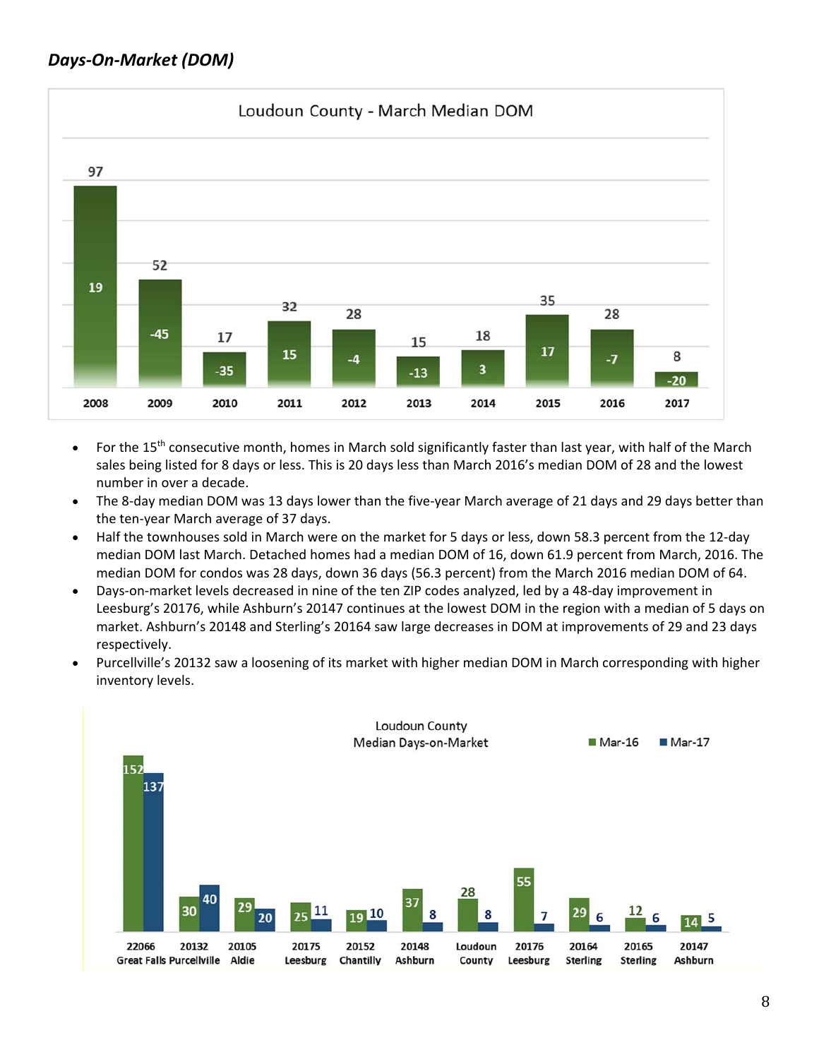## *Days-On-Market (DOM)*

**Loudoun County - March Median DOM**

| Year | Median DOM | Change |
|---|---|---|
| 2008 | 97 | 19 |
| 2009 | 52 | -45 |
| 2010 | 17 | -35 |
| 2011 | 32 | 15 |
| 2012 | 28 | -4 |
| 2013 | 15 | -13 |
| 2014 | 18 | 3 |
| 2015 | 35 | 17 |
| 2016 | 28 | -7 |
| 2017 | 8 | -20 |

- For the 15th consecutive month, homes in March sold significantly faster than last year, with half of the March sales being listed for 8 days or less. This is 20 days less than March 2016's median DOM of 28 and the lowest number in over a decade.
- The 8-day median DOM was 13 days lower than the five-year March average of 21 days and 29 days better than the ten-year March average of 37 days.
- Half the townhouses sold in March were on the market for 5 days or less, down 58.3 percent from the 12-day median DOM last March. Detached homes had a median DOM of 16, down 61.9 percent from March, 2016. The median DOM for condos was 28 days, down 36 days (56.3 percent) from the March 2016 median DOM of 64.
- Days-on-market levels decreased in nine of the ten ZIP codes analyzed, led by a 48-day improvement in Leesburg's 20176, while Ashburn's 20147 continues at the lowest DOM in the region with a median of 5 days on market. Ashburn's 20148 and Sterling's 20164 saw large decreases in DOM at improvements of 29 and 23 days respectively.
- Purcellville's 20132 saw a loosening of its market with higher median DOM in March corresponding with higher inventory levels.

**Loudoun County Median Days-on-Market**

| Area | Mar-16 | Mar-17 |
|---|---|---|
| 22066 Great Falls | 152 | 137 |
| 20132 Purcellville | 30 | 40 |
| 20105 Aldie | 29 | 20 |
| 20175 Leesburg | 25 | 11 |
| 20152 Chantilly | 19 | 10 |
| 20148 Ashburn | 37 | 8 |
| Loudoun County | 28 | 8 |
| 20176 Leesburg | 55 | 7 |
| 20164 Sterling | 29 | 6 |
| 20165 Sterling | 12 | 6 |
| 20147 Ashburn | 14 | 5 |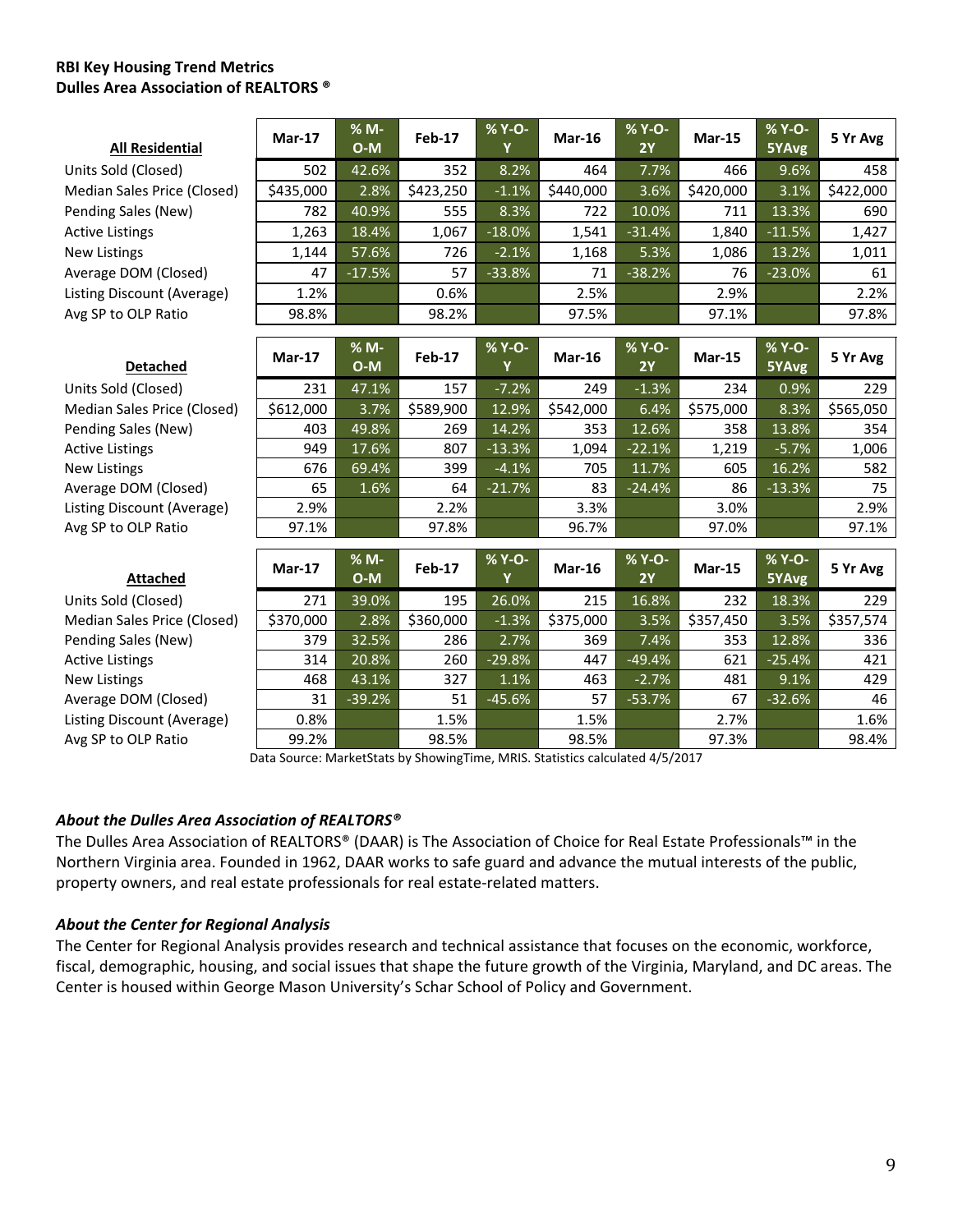**RBI Key Housing Trend Metrics**
**Dulles Area Association of REALTORS ®**

| **All Residential** | Mar-17 | % M-O-M | Feb-17 | % Y-O-Y | Mar-16 | % Y-O-2Y | Mar-15 | % Y-O-5YAvg | 5 Yr Avg |
|---|---|---|---|---|---|---|---|---|---|
| Units Sold (Closed) | 502 | 42.6% | 352 | 8.2% | 464 | 7.7% | 466 | 9.6% | 458 |
| Median Sales Price (Closed) | $435,000 | 2.8% | $423,250 | -1.1% | $440,000 | 3.6% | $420,000 | 3.1% | $422,000 |
| Pending Sales (New) | 782 | 40.9% | 555 | 8.3% | 722 | 10.0% | 711 | 13.3% | 690 |
| Active Listings | 1,263 | 18.4% | 1,067 | -18.0% | 1,541 | -31.4% | 1,840 | -11.5% | 1,427 |
| New Listings | 1,144 | 57.6% | 726 | -2.1% | 1,168 | 5.3% | 1,086 | 13.2% | 1,011 |
| Average DOM (Closed) | 47 | -17.5% | 57 | -33.8% | 71 | -38.2% | 76 | -23.0% | 61 |
| Listing Discount (Average) | 1.2% | | 0.6% | | 2.5% | | 2.9% | | 2.2% |
| Avg SP to OLP Ratio | 98.8% | | 98.2% | | 97.5% | | 97.1% | | 97.8% |

| **Detached** | Mar-17 | % M-O-M | Feb-17 | % Y-O-Y | Mar-16 | % Y-O-2Y | Mar-15 | % Y-O-5YAvg | 5 Yr Avg |
|---|---|---|---|---|---|---|---|---|---|
| Units Sold (Closed) | 231 | 47.1% | 157 | -7.2% | 249 | -1.3% | 234 | 0.9% | 229 |
| Median Sales Price (Closed) | $612,000 | 3.7% | $589,900 | 12.9% | $542,000 | 6.4% | $575,000 | 8.3% | $565,050 |
| Pending Sales (New) | 403 | 49.8% | 269 | 14.2% | 353 | 12.6% | 358 | 13.8% | 354 |
| Active Listings | 949 | 17.6% | 807 | -13.3% | 1,094 | -22.1% | 1,219 | -5.7% | 1,006 |
| New Listings | 676 | 69.4% | 399 | -4.1% | 705 | 11.7% | 605 | 16.2% | 582 |
| Average DOM (Closed) | 65 | 1.6% | 64 | -21.7% | 83 | -24.4% | 86 | -13.3% | 75 |
| Listing Discount (Average) | 2.9% | | 2.2% | | 3.3% | | 3.0% | | 2.9% |
| Avg SP to OLP Ratio | 97.1% | | 97.8% | | 96.7% | | 97.0% | | 97.1% |

| **Attached** | Mar-17 | % M-O-M | Feb-17 | % Y-O-Y | Mar-16 | % Y-O-2Y | Mar-15 | % Y-O-5YAvg | 5 Yr Avg |
|---|---|---|---|---|---|---|---|---|---|
| Units Sold (Closed) | 271 | 39.0% | 195 | 26.0% | 215 | 16.8% | 232 | 18.3% | 229 |
| Median Sales Price (Closed) | $370,000 | 2.8% | $360,000 | -1.3% | $375,000 | 3.5% | $357,450 | 3.5% | $357,574 |
| Pending Sales (New) | 379 | 32.5% | 286 | 2.7% | 369 | 7.4% | 353 | 12.8% | 336 |
| Active Listings | 314 | 20.8% | 260 | -29.8% | 447 | -49.4% | 621 | -25.4% | 421 |
| New Listings | 468 | 43.1% | 327 | 1.1% | 463 | -2.7% | 481 | 9.1% | 429 |
| Average DOM (Closed) | 31 | -39.2% | 51 | -45.6% | 57 | -53.7% | 67 | -32.6% | 46 |
| Listing Discount (Average) | 0.8% | | 1.5% | | 1.5% | | 2.7% | | 1.6% |
| Avg SP to OLP Ratio | 99.2% | | 98.5% | | 98.5% | | 97.3% | | 98.4% |

Data Source: MarketStats by ShowingTime, MRIS. Statistics calculated 4/5/2017

### *About the Dulles Area Association of REALTORS®*

The Dulles Area Association of REALTORS® (DAAR) is The Association of Choice for Real Estate Professionals™ in the Northern Virginia area. Founded in 1962, DAAR works to safe guard and advance the mutual interests of the public, property owners, and real estate professionals for real estate-related matters.

### *About the Center for Regional Analysis*

The Center for Regional Analysis provides research and technical assistance that focuses on the economic, workforce, fiscal, demographic, housing, and social issues that shape the future growth of the Virginia, Maryland, and DC areas. The Center is housed within George Mason University's Schar School of Policy and Government.